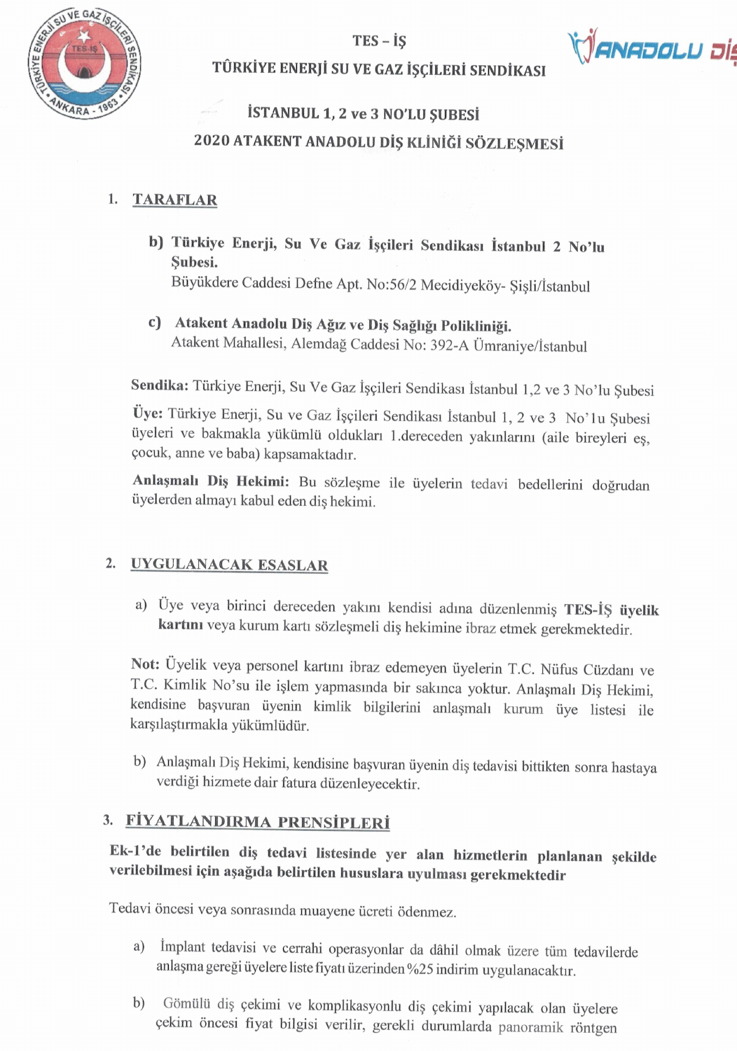TES – İŞ

TÜRKİYE ENERJİ SU VE GAZ İŞÇİLERİ SENDİKASI

İSTANBUL 1, 2 ve 3 NO'LU ŞUBESİ

# 2020 ATAKENT ANADOLU DİŞ KLİNİĞİ SÖZLEŞMESİ

## 1. TARAFLAR

b) **Türkiye Enerji, Su Ve Gaz İşçileri Sendikası İstanbul 2 No'lu Şubesi.**
Büyükdere Caddesi Defne Apt. No:56/2 Mecidiyeköy- Şişli/İstanbul

c) **Atakent Anadolu Diş Ağız ve Diş Sağlığı Polikliniği.**
Atakent Mahallesi, Alemdağ Caddesi No: 392-A Ümraniye/İstanbul

**Sendika:** Türkiye Enerji, Su Ve Gaz İşçileri Sendikası İstanbul 1,2 ve 3 No'lu Şubesi

**Üye:** Türkiye Enerji, Su ve Gaz İşçileri Sendikası İstanbul 1, 2 ve 3 No'lu Şubesi üyeleri ve bakmakla yükümlü oldukları 1.dereceden yakınlarını (aile bireyleri eş, çocuk, anne ve baba) kapsamaktadır.

**Anlaşmalı Diş Hekimi:** Bu sözleşme ile üyelerin tedavi bedellerini doğrudan üyelerden almayı kabul eden diş hekimi.

## 2. UYGULANACAK ESASLAR

a) Üye veya birinci dereceden yakını kendisi adına düzenlenmiş **TES-İŞ üyelik kartını** veya kurum kartı sözleşmeli diş hekimine ibraz etmek gerekmektedir.

**Not:** Üyelik veya personel kartını ibraz edemeyen üyelerin T.C. Nüfus Cüzdanı ve T.C. Kimlik No'su ile işlem yapmasında bir sakınca yoktur. Anlaşmalı Diş Hekimi, kendisine başvuran üyenin kimlik bilgilerini anlaşmalı kurum üye listesi ile karşılaştırmakla yükümlüdür.

b) Anlaşmalı Diş Hekimi, kendisine başvuran üyenin diş tedavisi bittikten sonra hastaya verdiği hizmete dair fatura düzenleyecektir.

## 3. FİYATLANDIRMA PRENSİPLERİ

**Ek-1'de belirtilen diş tedavi listesinde yer alan hizmetlerin planlanan şekilde verilebilmesi için aşağıda belirtilen hususlara uyulması gerekmektedir**

Tedavi öncesi veya sonrasında muayene ücreti ödenmez.

a) İmplant tedavisi ve cerrahi operasyonlar da dâhil olmak üzere tüm tedavilerde anlaşma gereği üyelere liste fiyatı üzerinden %25 indirim uygulanacaktır.

b) Gömülü diş çekimi ve komplikasyonlu diş çekimi yapılacak olan üyelere çekim öncesi fiyat bilgisi verilir, gerekli durumlarda panoramik röntgen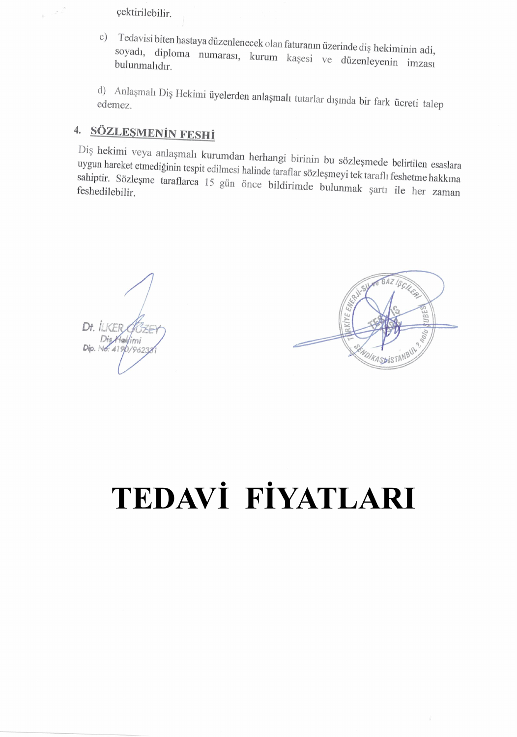çektirilebilir.

c) Tedavisi biten hastaya düzenlenecek olan faturanın üzerinde diş hekiminin adi, soyadı, diploma numarası, kurum kaşesi ve düzenleyenin imzası bulunmalıdır.

d) Anlaşmalı Diş Hekimi üyelerden anlaşmalı tutarlar dışında bir fark ücreti talep edemez.

## 4. SÖZLEŞMENİN FESHİ

Diş hekimi veya anlaşmalı kurumdan herhangi birinin bu sözleşmede belirtilen esaslara uygun hareket etmediğinin tespit edilmesi halinde taraflar sözleşmeyi tek taraflı feshetme hakkına sahiptir. Sözleşme taraflarca 15 gün önce bildirimde bulunmak şartı ile her zaman feshedilebilir.

Dt. İLKER GÜZEY
Diş Hekimi
Dip. No: 4190/962331

TÜRKİYE ENERJİ-SU ve GAZ İŞÇİLERİ SENDİKASI İSTANBUL 2 nolu ŞUBESİ

# TEDAVİ FİYATLARI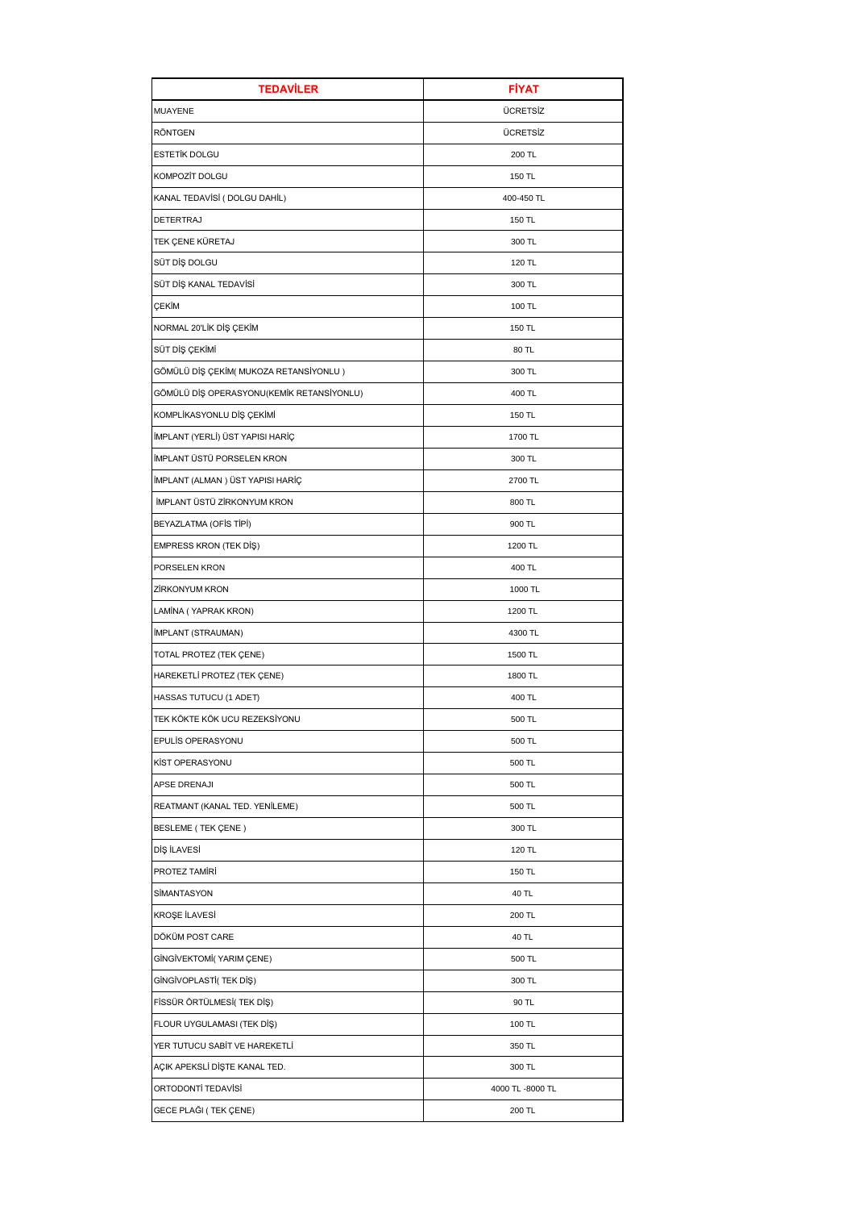| TEDAVİLER | FİYAT |
|---|---|
| MUAYENE | ÜCRETSİZ |
| RÖNTGEN | ÜCRETSİZ |
| ESTETİK DOLGU | 200 TL |
| KOMPOZİT DOLGU | 150 TL |
| KANAL TEDAVİSİ ( DOLGU DAHİL) | 400-450 TL |
| DETERTRAJ | 150 TL |
| TEK ÇENE KÜRETAJ | 300 TL |
| SÜT DİŞ DOLGU | 120 TL |
| SÜT DİŞ KANAL TEDAVİSİ | 300 TL |
| ÇEKİM | 100 TL |
| NORMAL 20'LİK DİŞ ÇEKİM | 150 TL |
| SÜT DİŞ ÇEKİMİ | 80 TL |
| GÖMÜLÜ DİŞ ÇEKİM( MUKOZA RETANSİYONLU ) | 300 TL |
| GÖMÜLÜ DİŞ OPERASYONU(KEMİK RETANSİYONLU) | 400 TL |
| KOMPLİKASYONLU DİŞ ÇEKİMİ | 150 TL |
| İMPLANT (YERLİ) ÜST YAPISI HARİÇ | 1700 TL |
| İMPLANT ÜSTÜ PORSELEN KRON | 300 TL |
| İMPLANT (ALMAN ) ÜST YAPISI HARİÇ | 2700 TL |
| İMPLANT ÜSTÜ ZİRKONYUM KRON | 800 TL |
| BEYAZLATMA (OFİS TİPİ) | 900 TL |
| EMPRESS KRON (TEK DİŞ) | 1200 TL |
| PORSELEN KRON | 400 TL |
| ZİRKONYUM KRON | 1000 TL |
| LAMİNA ( YAPRAK KRON) | 1200 TL |
| İMPLANT (STRAUMAN) | 4300 TL |
| TOTAL PROTEZ (TEK ÇENE) | 1500 TL |
| HAREKETLİ PROTEZ (TEK ÇENE) | 1800 TL |
| HASSAS TUTUCU (1 ADET) | 400 TL |
| TEK KÖKTE KÖK UCU REZEKSİYONU | 500 TL |
| EPULİS OPERASYONU | 500 TL |
| KİST OPERASYONU | 500 TL |
| APSE DRENAJI | 500 TL |
| REATMANT (KANAL TED. YENİLEME) | 500 TL |
| BESLEME ( TEK ÇENE ) | 300 TL |
| DİŞ İLAVESİ | 120 TL |
| PROTEZ TAMİRİ | 150 TL |
| SİMANTASYON | 40 TL |
| KROŞE İLAVESİ | 200 TL |
| DÖKÜM POST CARE | 40 TL |
| GİNGİVEKTOMİ( YARIM ÇENE) | 500 TL |
| GİNGİVOPLASTİ( TEK DİŞ) | 300 TL |
| FİSSÜR ÖRTÜLMESİ( TEK DİŞ) | 90 TL |
| FLOUR UYGULAMASI (TEK DİŞ) | 100 TL |
| YER TUTUCU SABİT VE HAREKETLİ | 350 TL |
| AÇIK APEKSLİ DİŞTE KANAL TED. | 300 TL |
| ORTODONTİ TEDAVİSİ | 4000 TL -8000 TL |
| GECE PLAĞI ( TEK ÇENE) | 200 TL |